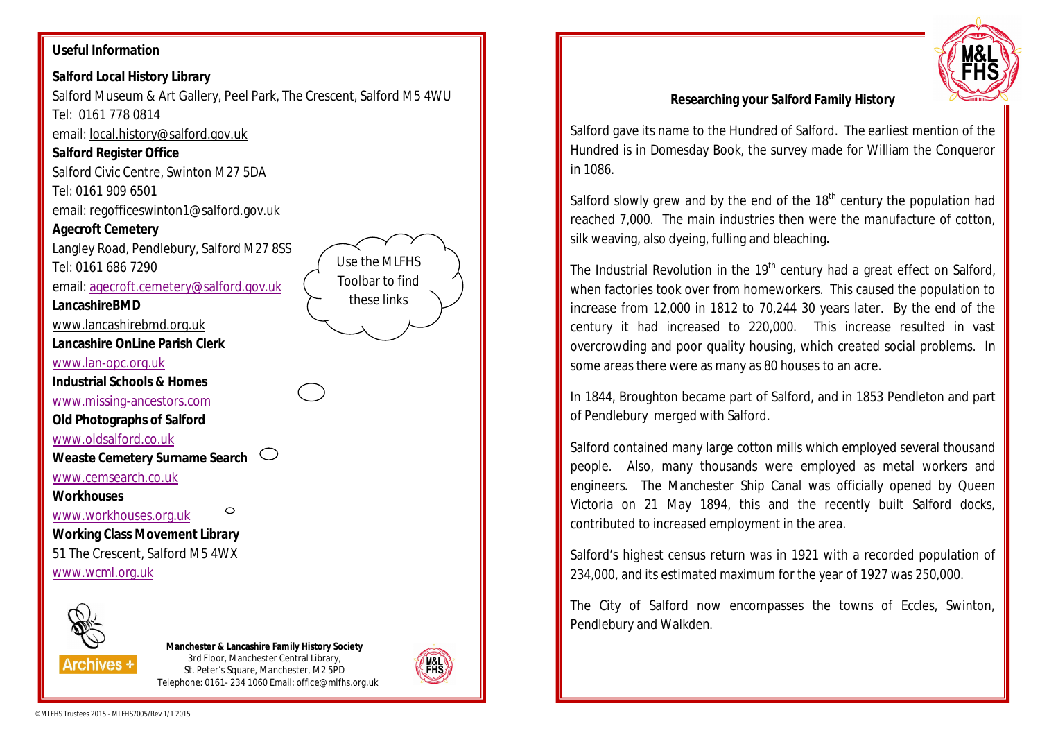**Useful Information**

**Salford Local History Library**
Salford Museum & Art Gallery, Peel Park, The Crescent, Salford M5 4WU
Tel: 0161 778 0814
email: local.history@salford.gov.uk

**Salford Register Office**
Salford Civic Centre, Swinton M27 5DA
Tel: 0161 909 6501
email: regofficeswinton1@salford.gov.uk

**Agecroft Cemetery**
Langley Road, Pendlebury, Salford M27 8SS
Tel: 0161 686 7290
email: agecroft.cemetery@salford.gov.uk

**LancashireBMD**
www.lancashirebmd.org.uk

**Lancashire OnLine Parish Clerk**
www.lan-opc.org.uk

**Industrial Schools & Homes**
www.missing-ancestors.com

**Old Photographs of Salford**
www.oldsalford.co.uk

**Weaste Cemetery Surname Search**
www.cemsearch.co.uk

**Workhouses**
www.workhouses.org.uk

**Working Class Movement Library**
51 The Crescent, Salford M5 4WX
www.wcml.org.uk

Use the MLFHS Toolbar to find these links

Archives +

**Manchester & Lancashire Family History Society**
3rd Floor, Manchester Central Library,
St. Peter's Square, Manchester, M2 5PD
Telephone: 0161- 234 1060 Email: office@mlfhs.org.uk

© MLFHS Trustees 2015 - MLFHS7005/Rev 1/1 2015

## Researching your Salford Family History

Salford gave its name to the Hundred of Salford. The earliest mention of the Hundred is in Domesday Book, the survey made for William the Conqueror in 1086.

Salford slowly grew and by the end of the 18th century the population had reached 7,000. The main industries then were the manufacture of cotton, silk weaving, also dyeing, fulling and bleaching**.**

The Industrial Revolution in the 19th century had a great effect on Salford, when factories took over from homeworkers. This caused the population to increase from 12,000 in 1812 to 70,244 30 years later. By the end of the century it had increased to 220,000. This increase resulted in vast overcrowding and poor quality housing, which created social problems. In some areas there were as many as 80 houses to an acre.

In 1844, Broughton became part of Salford, and in 1853 Pendleton and part of Pendlebury merged with Salford.

Salford contained many large cotton mills which employed several thousand people. Also, many thousands were employed as metal workers and engineers. The Manchester Ship Canal was officially opened by Queen Victoria on 21 May 1894, this and the recently built Salford docks, contributed to increased employment in the area.

Salford's highest census return was in 1921 with a recorded population of 234,000, and its estimated maximum for the year of 1927 was 250,000.

The City of Salford now encompasses the towns of Eccles, Swinton, Pendlebury and Walkden.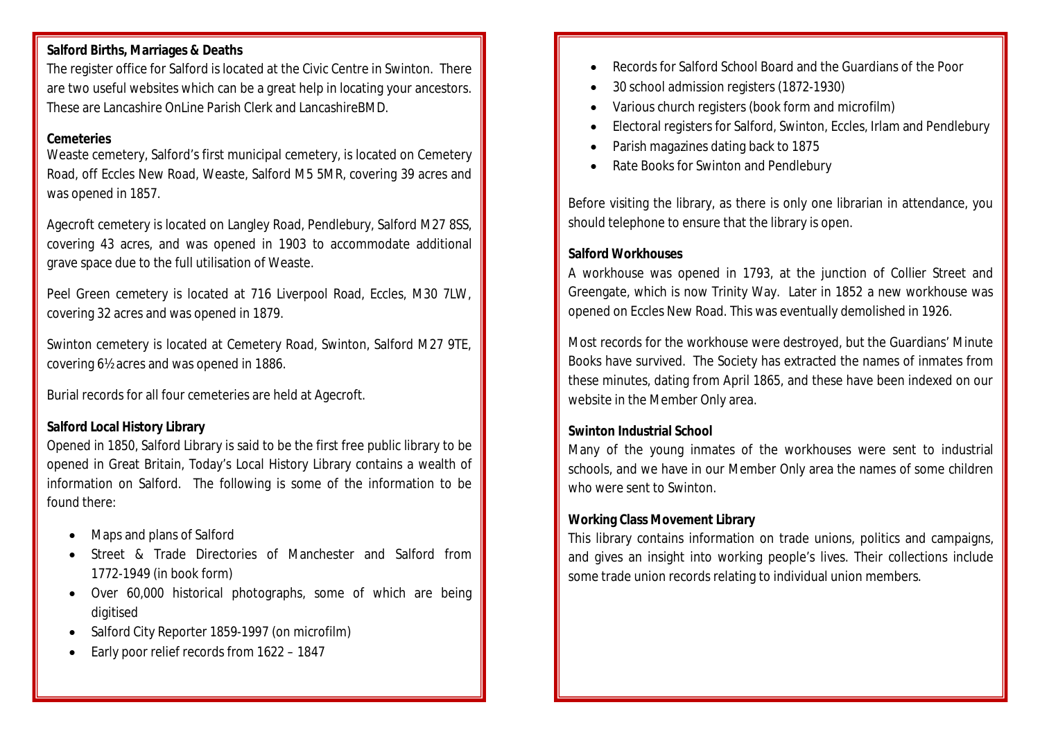**Salford Births, Marriages & Deaths**

The register office for Salford is located at the Civic Centre in Swinton. There are two useful websites which can be a great help in locating your ancestors. These are Lancashire OnLine Parish Clerk and LancashireBMD.

**Cemeteries**

Weaste cemetery, Salford's first municipal cemetery, is located on Cemetery Road, off Eccles New Road, Weaste, Salford M5 5MR, covering 39 acres and was opened in 1857.

Agecroft cemetery is located on Langley Road, Pendlebury, Salford M27 8SS, covering 43 acres, and was opened in 1903 to accommodate additional grave space due to the full utilisation of Weaste.

Peel Green cemetery is located at 716 Liverpool Road, Eccles, M30 7LW, covering 32 acres and was opened in 1879.

Swinton cemetery is located at Cemetery Road, Swinton, Salford M27 9TE, covering 6½ acres and was opened in 1886.

Burial records for all four cemeteries are held at Agecroft.

**Salford Local History Library**

Opened in 1850, Salford Library is said to be the first free public library to be opened in Great Britain, Today's Local History Library contains a wealth of information on Salford. The following is some of the information to be found there:

- Maps and plans of Salford
- Street & Trade Directories of Manchester and Salford from 1772-1949 (in book form)
- Over 60,000 historical photographs, some of which are being digitised
- Salford City Reporter 1859-1997 (on microfilm)
- Early poor relief records from 1622 – 1847
- Records for Salford School Board and the Guardians of the Poor
- 30 school admission registers (1872-1930)
- Various church registers (book form and microfilm)
- Electoral registers for Salford, Swinton, Eccles, Irlam and Pendlebury
- Parish magazines dating back to 1875
- Rate Books for Swinton and Pendlebury

Before visiting the library, as there is only one librarian in attendance, you should telephone to ensure that the library is open.

**Salford Workhouses**

A workhouse was opened in 1793, at the junction of Collier Street and Greengate, which is now Trinity Way. Later in 1852 a new workhouse was opened on Eccles New Road. This was eventually demolished in 1926.

Most records for the workhouse were destroyed, but the Guardians' Minute Books have survived. The Society has extracted the names of inmates from these minutes, dating from April 1865, and these have been indexed on our website in the Member Only area.

**Swinton Industrial School**

Many of the young inmates of the workhouses were sent to industrial schools, and we have in our Member Only area the names of some children who were sent to Swinton.

**Working Class Movement Library**

This library contains information on trade unions, politics and campaigns, and gives an insight into working people's lives. Their collections include some trade union records relating to individual union members.